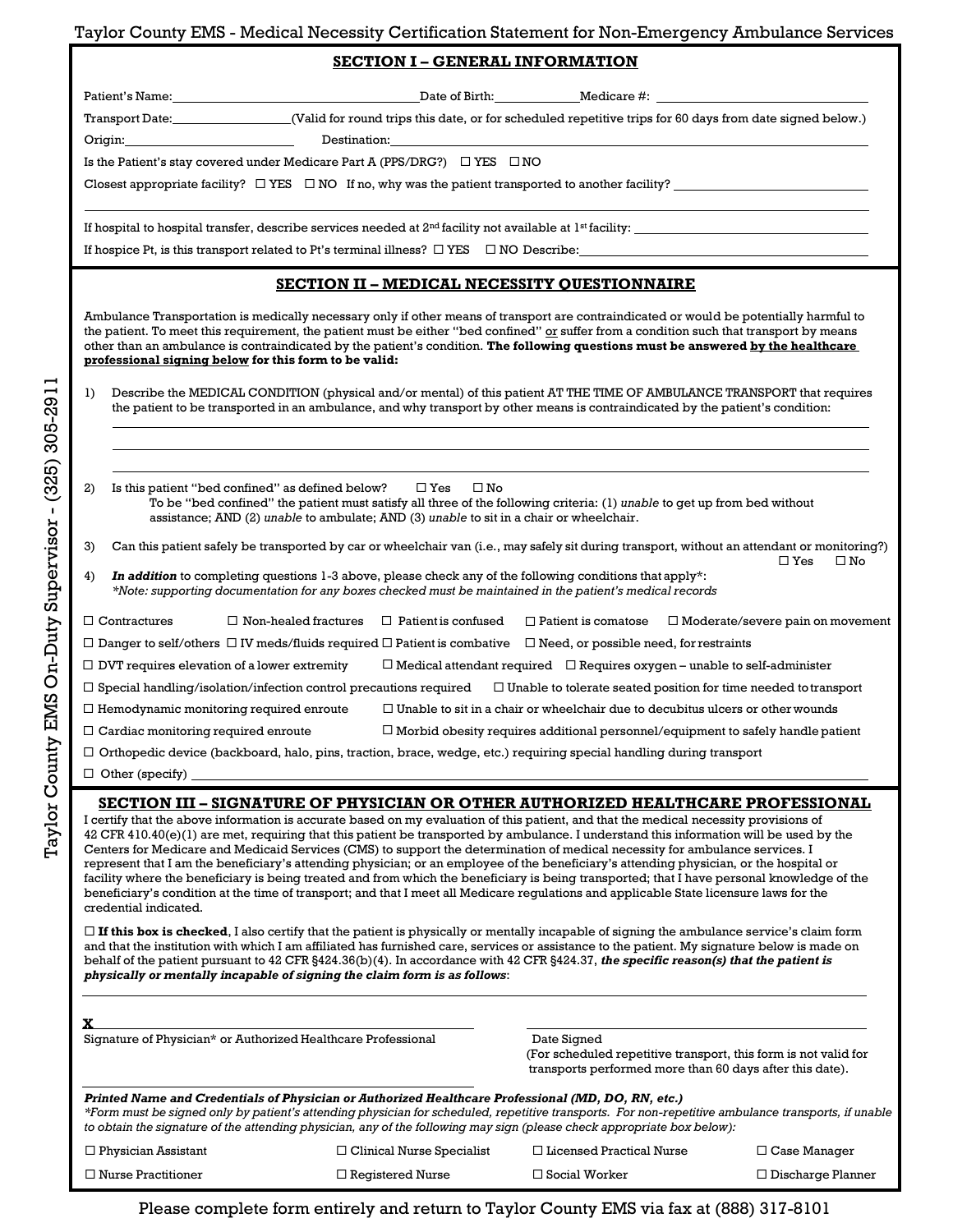Taylor County EMS - Medical Necessity Certification Statement for Non-Emergency Ambulance Services

## SECTION I – GENERAL INFORMATION

Patient's Name: ______________________ Date of Birth: __________ Medicare #: ______________________

Transport Date: ______________ (Valid for round trips this date, or for scheduled repetitive trips for 60 days from date signed below.)

Origin: ______________________ Destination: ______________________

Is the Patient's stay covered under Medicare Part A (PPS/DRG?) ☐ YES ☐ NO

Closest appropriate facility? ☐ YES ☐ NO If no, why was the patient transported to another facility? ______________________

If hospital to hospital transfer, describe services needed at 2nd facility not available at 1st facility: ______________________

If hospice Pt, is this transport related to Pt's terminal illness? ☐ YES ☐ NO Describe: ______________________

## SECTION II – MEDICAL NECESSITY QUESTIONNAIRE

Ambulance Transportation is medically necessary only if other means of transport are contraindicated or would be potentially harmful to the patient. To meet this requirement, the patient must be either "bed confined" or suffer from a condition such that transport by means other than an ambulance is contraindicated by the patient's condition. **The following questions must be answered by the healthcare professional signing below for this form to be valid:**

1) Describe the MEDICAL CONDITION (physical and/or mental) of this patient AT THE TIME OF AMBULANCE TRANSPORT that requires the patient to be transported in an ambulance, and why transport by other means is contraindicated by the patient's condition:

______________________

______________________

______________________

2) Is this patient "bed confined" as defined below? ☐ Yes ☐ No
   To be "bed confined" the patient must satisfy all three of the following criteria: (1) *unable* to get up from bed without assistance; AND (2) *unable* to ambulate; AND (3) *unable* to sit in a chair or wheelchair.

3) Can this patient safely be transported by car or wheelchair van (i.e., may safely sit during transport, without an attendant or monitoring?) ☐ Yes ☐ No

4) ***In addition*** to completing questions 1-3 above, please check any of the following conditions that apply*:
   *\*Note: supporting documentation for any boxes checked must be maintained in the patient's medical records*

☐ Contractures ☐ Non-healed fractures ☐ Patient is confused ☐ Patient is comatose ☐ Moderate/severe pain on movement

☐ Danger to self/others ☐ IV meds/fluids required ☐ Patient is combative ☐ Need, or possible need, for restraints

☐ DVT requires elevation of a lower extremity ☐ Medical attendant required ☐ Requires oxygen – unable to self-administer

☐ Special handling/isolation/infection control precautions required ☐ Unable to tolerate seated position for time needed to transport

☐ Hemodynamic monitoring required enroute ☐ Unable to sit in a chair or wheelchair due to decubitus ulcers or other wounds

☐ Cardiac monitoring required enroute ☐ Morbid obesity requires additional personnel/equipment to safely handle patient

☐ Orthopedic device (backboard, halo, pins, traction, brace, wedge, etc.) requiring special handling during transport

☐ Other (specify) ______________________

## SECTION III – SIGNATURE OF PHYSICIAN OR OTHER AUTHORIZED HEALTHCARE PROFESSIONAL

I certify that the above information is accurate based on my evaluation of this patient, and that the medical necessity provisions of 42 CFR 410.40(e)(1) are met, requiring that this patient be transported by ambulance. I understand this information will be used by the Centers for Medicare and Medicaid Services (CMS) to support the determination of medical necessity for ambulance services. I represent that I am the beneficiary's attending physician; or an employee of the beneficiary's attending physician, or the hospital or facility where the beneficiary is being treated and from which the beneficiary is being transported; that I have personal knowledge of the beneficiary's condition at the time of transport; and that I meet all Medicare regulations and applicable State licensure laws for the credential indicated.

☐ **If this box is checked**, I also certify that the patient is physically or mentally incapable of signing the ambulance service's claim form and that the institution with which I am affiliated has furnished care, services or assistance to the patient. My signature below is made on behalf of the patient pursuant to 42 CFR §424.36(b)(4). In accordance with 42 CFR §424.37, ***the specific reason(s) that the patient is physically or mentally incapable of signing the claim form is as follows***:

______________________

**X** ______________________
Signature of Physician* or Authorized Healthcare Professional

______________________
Date Signed
(For scheduled repetitive transport, this form is not valid for transports performed more than 60 days after this date).

______________________
***Printed Name and Credentials of Physician or Authorized Healthcare Professional (MD, DO, RN, etc.)***

*\*Form must be signed only by patient's attending physician for scheduled, repetitive transports. For non-repetitive ambulance transports, if unable to obtain the signature of the attending physician, any of the following may sign (please check appropriate box below):*

☐ Physician Assistant ☐ Clinical Nurse Specialist ☐ Licensed Practical Nurse ☐ Case Manager

☐ Nurse Practitioner ☐ Registered Nurse ☐ Social Worker ☐ Discharge Planner

Please complete form entirely and return to Taylor County EMS via fax at (888) 317-8101

Taylor County EMS On-Duty Supervisor - (325) 305-2911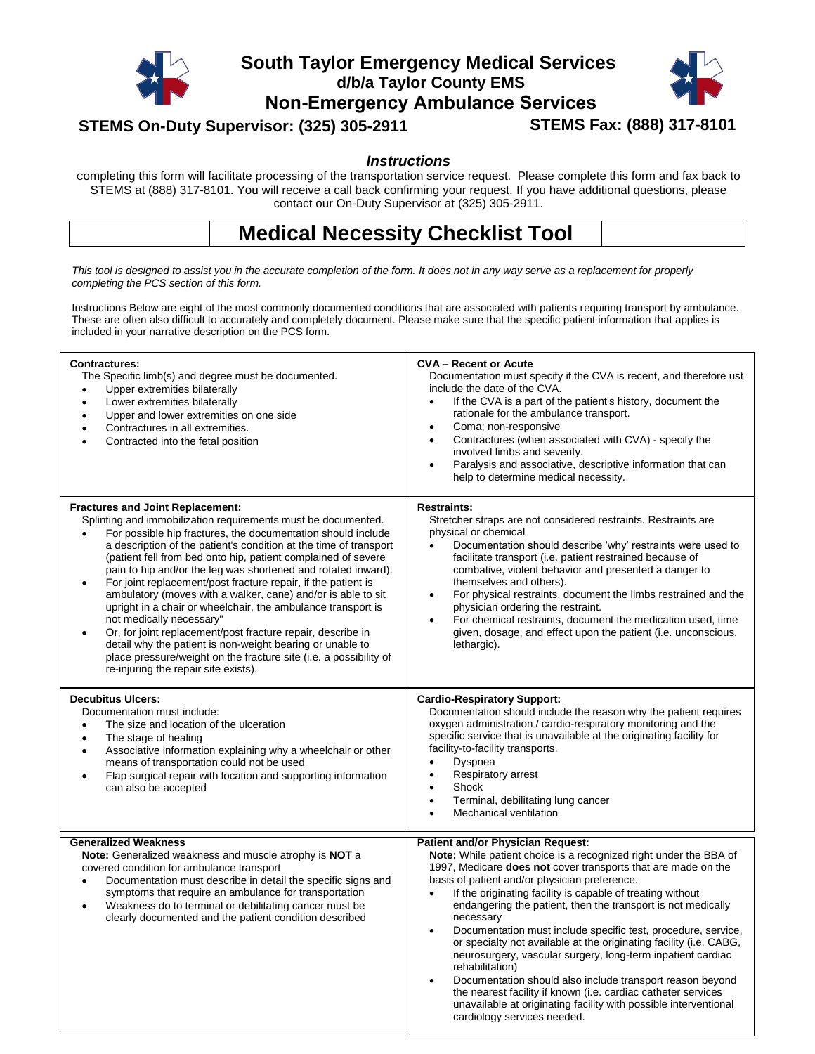# South Taylor Emergency Medical Services
## d/b/a Taylor County EMS
## Non-Emergency Ambulance Services

**STEMS On-Duty Supervisor: (325) 305-2911** **STEMS Fax: (888) 317-8101**

### *Instructions*

completing this form will facilitate processing of the transportation service request. Please complete this form and fax back to STEMS at (888) 317-8101. You will receive a call back confirming your request. If you have additional questions, please contact our On-Duty Supervisor at (325) 305-2911.

# Medical Necessity Checklist Tool

*This tool is designed to assist you in the accurate completion of the form. It does not in any way serve as a replacement for properly completing the PCS section of this form.*

Instructions Below are eight of the most commonly documented conditions that are associated with patients requiring transport by ambulance. These are often also difficult to accurately and completely document. Please make sure that the specific patient information that applies is included in your narrative description on the PCS form.

**Contractures:**

The Specific limb(s) and degree must be documented.

- Upper extremities bilaterally
- Lower extremities bilaterally
- Upper and lower extremities on one side
- Contractures in all extremities.
- Contracted into the fetal position

**CVA – Recent or Acute**

Documentation must specify if the CVA is recent, and therefore ust include the date of the CVA.

- If the CVA is a part of the patient's history, document the rationale for the ambulance transport.
- Coma; non-responsive
- Contractures (when associated with CVA) - specify the involved limbs and severity.
- Paralysis and associative, descriptive information that can help to determine medical necessity.

**Fractures and Joint Replacement:**

Splinting and immobilization requirements must be documented.

- For possible hip fractures, the documentation should include a description of the patient's condition at the time of transport (patient fell from bed onto hip, patient complained of severe pain to hip and/or the leg was shortened and rotated inward).
- For joint replacement/post fracture repair, if the patient is ambulatory (moves with a walker, cane) and/or is able to sit upright in a chair or wheelchair, the ambulance transport is not medically necessary"
- Or, for joint replacement/post fracture repair, describe in detail why the patient is non-weight bearing or unable to place pressure/weight on the fracture site (i.e. a possibility of re-injuring the repair site exists).

**Restraints:**

Stretcher straps are not considered restraints. Restraints are physical or chemical

- Documentation should describe 'why' restraints were used to facilitate transport (i.e. patient restrained because of combative, violent behavior and presented a danger to themselves and others).
- For physical restraints, document the limbs restrained and the physician ordering the restraint.
- For chemical restraints, document the medication used, time given, dosage, and effect upon the patient (i.e. unconscious, lethargic).

**Decubitus Ulcers:**

Documentation must include:

- The size and location of the ulceration
- The stage of healing
- Associative information explaining why a wheelchair or other means of transportation could not be used
- Flap surgical repair with location and supporting information can also be accepted

**Cardio-Respiratory Support:**

Documentation should include the reason why the patient requires oxygen administration / cardio-respiratory monitoring and the specific service that is unavailable at the originating facility for facility-to-facility transports.

- Dyspnea
- Respiratory arrest
- Shock
- Terminal, debilitating lung cancer
- Mechanical ventilation

**Generalized Weakness**

**Note:** Generalized weakness and muscle atrophy is **NOT** a covered condition for ambulance transport

- Documentation must describe in detail the specific signs and symptoms that require an ambulance for transportation
- Weakness do to terminal or debilitating cancer must be clearly documented and the patient condition described

**Patient and/or Physician Request:**

**Note:** While patient choice is a recognized right under the BBA of 1997, Medicare **does not** cover transports that are made on the basis of patient and/or physician preference.

- If the originating facility is capable of treating without endangering the patient, then the transport is not medically necessary
- Documentation must include specific test, procedure, service, or specialty not available at the originating facility (i.e. CABG, neurosurgery, vascular surgery, long-term inpatient cardiac rehabilitation)
- Documentation should also include transport reason beyond the nearest facility if known (i.e. cardiac catheter services unavailable at originating facility with possible interventional cardiology services needed.